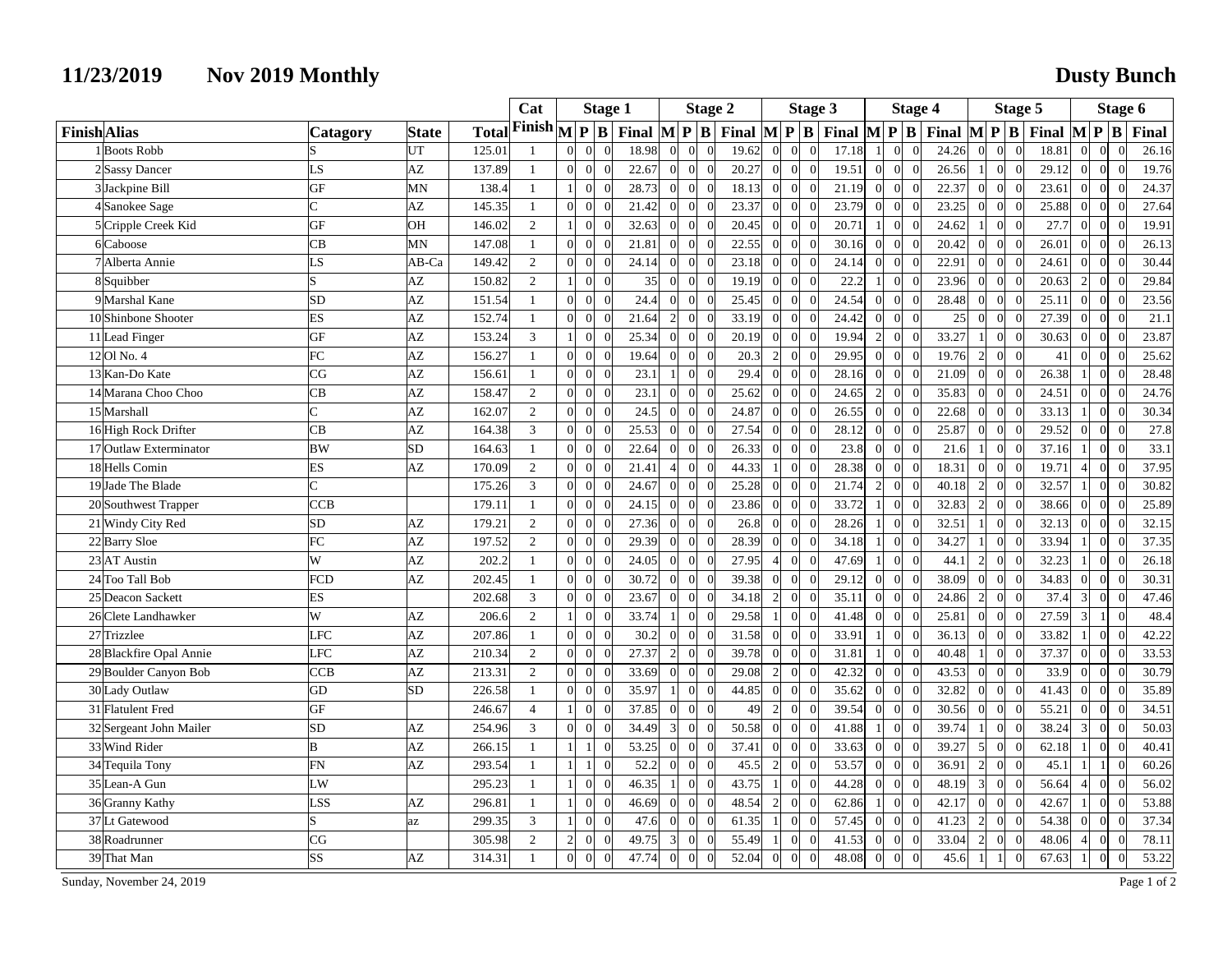# 11/23/2019 Nov 2019 Monthly

## Dusty Bunch

| Finish | Alias | Catagory | State | Total | Cat Finish | Stage 1 M | Stage 1 P | Stage 1 B | Stage 1 Final | Stage 2 M | Stage 2 P | Stage 2 B | Stage 2 Final | Stage 3 M | Stage 3 P | Stage 3 B | Stage 3 Final | Stage 4 M | Stage 4 P | Stage 4 B | Stage 4 Final | Stage 5 M | Stage 5 P | Stage 5 B | Stage 5 Final | Stage 6 M | Stage 6 P | Stage 6 B | Stage 6 Final |
|---|---|---|---|---|---|---|---|---|---|---|---|---|---|---|---|---|---|---|---|---|---|---|---|---|---|---|---|---|---|
| 1 | Boots Robb | S | UT | 125.01 | 1 | 0 | 0 | 0 | 18.98 | 0 | 0 | 0 | 19.62 | 0 | 0 | 0 | 17.18 | 1 | 0 | 0 | 24.26 | 0 | 0 | 0 | 18.81 | 0 | 0 | 0 | 26.16 |
| 2 | Sassy Dancer | LS | AZ | 137.89 | 1 | 0 | 0 | 0 | 22.67 | 0 | 0 | 0 | 20.27 | 0 | 0 | 0 | 19.51 | 0 | 0 | 0 | 26.56 | 1 | 0 | 0 | 29.12 | 0 | 0 | 0 | 19.76 |
| 3 | Jackpine Bill | GF | MN | 138.4 | 1 | 1 | 0 | 0 | 28.73 | 0 | 0 | 0 | 18.13 | 0 | 0 | 0 | 21.19 | 0 | 0 | 0 | 22.37 | 0 | 0 | 0 | 23.61 | 0 | 0 | 0 | 24.37 |
| 4 | Sanokee Sage | C | AZ | 145.35 | 1 | 0 | 0 | 0 | 21.42 | 0 | 0 | 0 | 23.37 | 0 | 0 | 0 | 23.79 | 0 | 0 | 0 | 23.25 | 0 | 0 | 0 | 25.88 | 0 | 0 | 0 | 27.64 |
| 5 | Cripple Creek Kid | GF | OH | 146.02 | 2 | 1 | 0 | 0 | 32.63 | 0 | 0 | 0 | 20.45 | 0 | 0 | 0 | 20.71 | 1 | 0 | 0 | 24.62 | 1 | 0 | 0 | 27.7 | 0 | 0 | 0 | 19.91 |
| 6 | Caboose | CB | MN | 147.08 | 1 | 0 | 0 | 0 | 21.81 | 0 | 0 | 0 | 22.55 | 0 | 0 | 0 | 30.16 | 0 | 0 | 0 | 20.42 | 0 | 0 | 0 | 26.01 | 0 | 0 | 0 | 26.13 |
| 7 | Alberta Annie | LS | AB-Ca | 149.42 | 2 | 0 | 0 | 0 | 24.14 | 0 | 0 | 0 | 23.18 | 0 | 0 | 0 | 24.14 | 0 | 0 | 0 | 22.91 | 0 | 0 | 0 | 24.61 | 0 | 0 | 0 | 30.44 |
| 8 | Squibber | S | AZ | 150.82 | 2 | 1 | 0 | 0 | 35 | 0 | 0 | 0 | 19.19 | 0 | 0 | 0 | 22.2 | 1 | 0 | 0 | 23.96 | 0 | 0 | 0 | 20.63 | 2 | 0 | 0 | 29.84 |
| 9 | Marshal Kane | SD | AZ | 151.54 | 1 | 0 | 0 | 0 | 24.4 | 0 | 0 | 0 | 25.45 | 0 | 0 | 0 | 24.54 | 0 | 0 | 0 | 28.48 | 0 | 0 | 0 | 25.11 | 0 | 0 | 0 | 23.56 |
| 10 | Shinbone Shooter | ES | AZ | 152.74 | 1 | 0 | 0 | 0 | 21.64 | 2 | 0 | 0 | 33.19 | 0 | 0 | 0 | 24.42 | 0 | 0 | 0 | 25 | 0 | 0 | 0 | 27.39 | 0 | 0 | 0 | 21.1 |
| 11 | Lead Finger | GF | AZ | 153.24 | 3 | 1 | 0 | 0 | 25.34 | 0 | 0 | 0 | 20.19 | 0 | 0 | 0 | 19.94 | 2 | 0 | 0 | 33.27 | 1 | 0 | 0 | 30.63 | 0 | 0 | 0 | 23.87 |
| 12 | Ol No. 4 | FC | AZ | 156.27 | 1 | 0 | 0 | 0 | 19.64 | 0 | 0 | 0 | 20.3 | 2 | 0 | 0 | 29.95 | 0 | 0 | 0 | 19.76 | 2 | 0 | 0 | 41 | 0 | 0 | 0 | 25.62 |
| 13 | Kan-Do Kate | CG | AZ | 156.61 | 1 | 0 | 0 | 0 | 23.1 | 1 | 0 | 0 | 29.4 | 0 | 0 | 0 | 28.16 | 0 | 0 | 0 | 21.09 | 0 | 0 | 0 | 26.38 | 1 | 0 | 0 | 28.48 |
| 14 | Marana Choo Choo | CB | AZ | 158.47 | 2 | 0 | 0 | 0 | 23.1 | 0 | 0 | 0 | 25.62 | 0 | 0 | 0 | 24.65 | 2 | 0 | 0 | 35.83 | 0 | 0 | 0 | 24.51 | 0 | 0 | 0 | 24.76 |
| 15 | Marshall | C | AZ | 162.07 | 2 | 0 | 0 | 0 | 24.5 | 0 | 0 | 0 | 24.87 | 0 | 0 | 0 | 26.55 | 0 | 0 | 0 | 22.68 | 0 | 0 | 0 | 33.13 | 1 | 0 | 0 | 30.34 |
| 16 | High Rock Drifter | CB | AZ | 164.38 | 3 | 0 | 0 | 0 | 25.53 | 0 | 0 | 0 | 27.54 | 0 | 0 | 0 | 28.12 | 0 | 0 | 0 | 25.87 | 0 | 0 | 0 | 29.52 | 0 | 0 | 0 | 27.8 |
| 17 | Outlaw Exterminator | BW | SD | 164.63 | 1 | 0 | 0 | 0 | 22.64 | 0 | 0 | 0 | 26.33 | 0 | 0 | 0 | 23.8 | 0 | 0 | 0 | 21.6 | 1 | 0 | 0 | 37.16 | 1 | 0 | 0 | 33.1 |
| 18 | Hells Comin | ES | AZ | 170.09 | 2 | 0 | 0 | 0 | 21.41 | 4 | 0 | 0 | 44.33 | 1 | 0 | 0 | 28.38 | 0 | 0 | 0 | 18.31 | 0 | 0 | 0 | 19.71 | 4 | 0 | 0 | 37.95 |
| 19 | Jade The Blade | C | | 175.26 | 3 | 0 | 0 | 0 | 24.67 | 0 | 0 | 0 | 25.28 | 0 | 0 | 0 | 21.74 | 2 | 0 | 0 | 40.18 | 2 | 0 | 0 | 32.57 | 1 | 0 | 0 | 30.82 |
| 20 | Southwest Trapper | CCB | | 179.11 | 1 | 0 | 0 | 0 | 24.15 | 0 | 0 | 0 | 23.86 | 0 | 0 | 0 | 33.72 | 1 | 0 | 0 | 32.83 | 2 | 0 | 0 | 38.66 | 0 | 0 | 0 | 25.89 |
| 21 | Windy City Red | SD | AZ | 179.21 | 2 | 0 | 0 | 0 | 27.36 | 0 | 0 | 0 | 26.8 | 0 | 0 | 0 | 28.26 | 1 | 0 | 0 | 32.51 | 1 | 0 | 0 | 32.13 | 0 | 0 | 0 | 32.15 |
| 22 | Barry Sloe | FC | AZ | 197.52 | 2 | 0 | 0 | 0 | 29.39 | 0 | 0 | 0 | 28.39 | 0 | 0 | 0 | 34.18 | 1 | 0 | 0 | 34.27 | 1 | 0 | 0 | 33.94 | 1 | 0 | 0 | 37.35 |
| 23 | AT Austin | W | AZ | 202.2 | 1 | 0 | 0 | 0 | 24.05 | 0 | 0 | 0 | 27.95 | 4 | 0 | 0 | 47.69 | 1 | 0 | 0 | 44.1 | 2 | 0 | 0 | 32.23 | 1 | 0 | 0 | 26.18 |
| 24 | Too Tall Bob | FCD | AZ | 202.45 | 1 | 0 | 0 | 0 | 30.72 | 0 | 0 | 0 | 39.38 | 0 | 0 | 0 | 29.12 | 0 | 0 | 0 | 38.09 | 0 | 0 | 0 | 34.83 | 0 | 0 | 0 | 30.31 |
| 25 | Deacon Sackett | ES | | 202.68 | 3 | 0 | 0 | 0 | 23.67 | 0 | 0 | 0 | 34.18 | 2 | 0 | 0 | 35.11 | 0 | 0 | 0 | 24.86 | 2 | 0 | 0 | 37.4 | 3 | 0 | 0 | 47.46 |
| 26 | Clete Landhawker | W | AZ | 206.6 | 2 | 1 | 0 | 0 | 33.74 | 1 | 0 | 0 | 29.58 | 1 | 0 | 0 | 41.48 | 0 | 0 | 0 | 25.81 | 0 | 0 | 0 | 27.59 | 3 | 1 | 0 | 48.4 |
| 27 | Trizzlee | LFC | AZ | 207.86 | 1 | 0 | 0 | 0 | 30.2 | 0 | 0 | 0 | 31.58 | 0 | 0 | 0 | 33.91 | 1 | 0 | 0 | 36.13 | 0 | 0 | 0 | 33.82 | 1 | 0 | 0 | 42.22 |
| 28 | Blackfire Opal Annie | LFC | AZ | 210.34 | 2 | 0 | 0 | 0 | 27.37 | 2 | 0 | 0 | 39.78 | 0 | 0 | 0 | 31.81 | 1 | 0 | 0 | 40.48 | 1 | 0 | 0 | 37.37 | 0 | 0 | 0 | 33.53 |
| 29 | Boulder Canyon Bob | CCB | AZ | 213.31 | 2 | 0 | 0 | 0 | 33.69 | 0 | 0 | 0 | 29.08 | 2 | 0 | 0 | 42.32 | 0 | 0 | 0 | 43.53 | 0 | 0 | 0 | 33.9 | 0 | 0 | 0 | 30.79 |
| 30 | Lady Outlaw | GD | SD | 226.58 | 1 | 0 | 0 | 0 | 35.97 | 1 | 0 | 0 | 44.85 | 0 | 0 | 0 | 35.62 | 0 | 0 | 0 | 32.82 | 0 | 0 | 0 | 41.43 | 0 | 0 | 0 | 35.89 |
| 31 | Flatulent Fred | GF | | 246.67 | 4 | 1 | 0 | 0 | 37.85 | 0 | 0 | 0 | 49 | 2 | 0 | 0 | 39.54 | 0 | 0 | 0 | 30.56 | 0 | 0 | 0 | 55.21 | 0 | 0 | 0 | 34.51 |
| 32 | Sergeant John Mailer | SD | AZ | 254.96 | 3 | 0 | 0 | 0 | 34.49 | 3 | 0 | 0 | 50.58 | 0 | 0 | 0 | 41.88 | 1 | 0 | 0 | 39.74 | 1 | 0 | 0 | 38.24 | 3 | 0 | 0 | 50.03 |
| 33 | Wind Rider | B | AZ | 266.15 | 1 | 1 | 1 | 0 | 53.25 | 0 | 0 | 0 | 37.41 | 0 | 0 | 0 | 33.63 | 0 | 0 | 0 | 39.27 | 5 | 0 | 0 | 62.18 | 1 | 0 | 0 | 40.41 |
| 34 | Tequila Tony | FN | AZ | 293.54 | 1 | 1 | 1 | 0 | 52.2 | 0 | 0 | 0 | 45.5 | 2 | 0 | 0 | 53.57 | 0 | 0 | 0 | 36.91 | 2 | 0 | 0 | 45.1 | 1 | 1 | 0 | 60.26 |
| 35 | Lean-A Gun | LW | | 295.23 | 1 | 1 | 0 | 0 | 46.35 | 1 | 0 | 0 | 43.75 | 1 | 0 | 0 | 44.28 | 0 | 0 | 0 | 48.19 | 3 | 0 | 0 | 56.64 | 4 | 0 | 0 | 56.02 |
| 36 | Granny Kathy | LSS | AZ | 296.81 | 1 | 1 | 0 | 0 | 46.69 | 0 | 0 | 0 | 48.54 | 2 | 0 | 0 | 62.86 | 1 | 0 | 0 | 42.17 | 0 | 0 | 0 | 42.67 | 1 | 0 | 0 | 53.88 |
| 37 | Lt Gatewood | S | az | 299.35 | 3 | 1 | 0 | 0 | 47.6 | 0 | 0 | 0 | 61.35 | 1 | 0 | 0 | 57.45 | 0 | 0 | 0 | 41.23 | 2 | 0 | 0 | 54.38 | 0 | 0 | 0 | 37.34 |
| 38 | Roadrunner | CG | | 305.98 | 2 | 2 | 0 | 0 | 49.75 | 3 | 0 | 0 | 55.49 | 1 | 0 | 0 | 41.53 | 0 | 0 | 0 | 33.04 | 2 | 0 | 0 | 48.06 | 4 | 0 | 0 | 78.11 |
| 39 | That Man | SS | AZ | 314.31 | 1 | 0 | 0 | 0 | 47.74 | 0 | 0 | 0 | 52.04 | 0 | 0 | 0 | 48.08 | 0 | 0 | 0 | 45.6 | 1 | 1 | 0 | 67.63 | 1 | 0 | 0 | 53.22 |

Sunday, November 24, 2019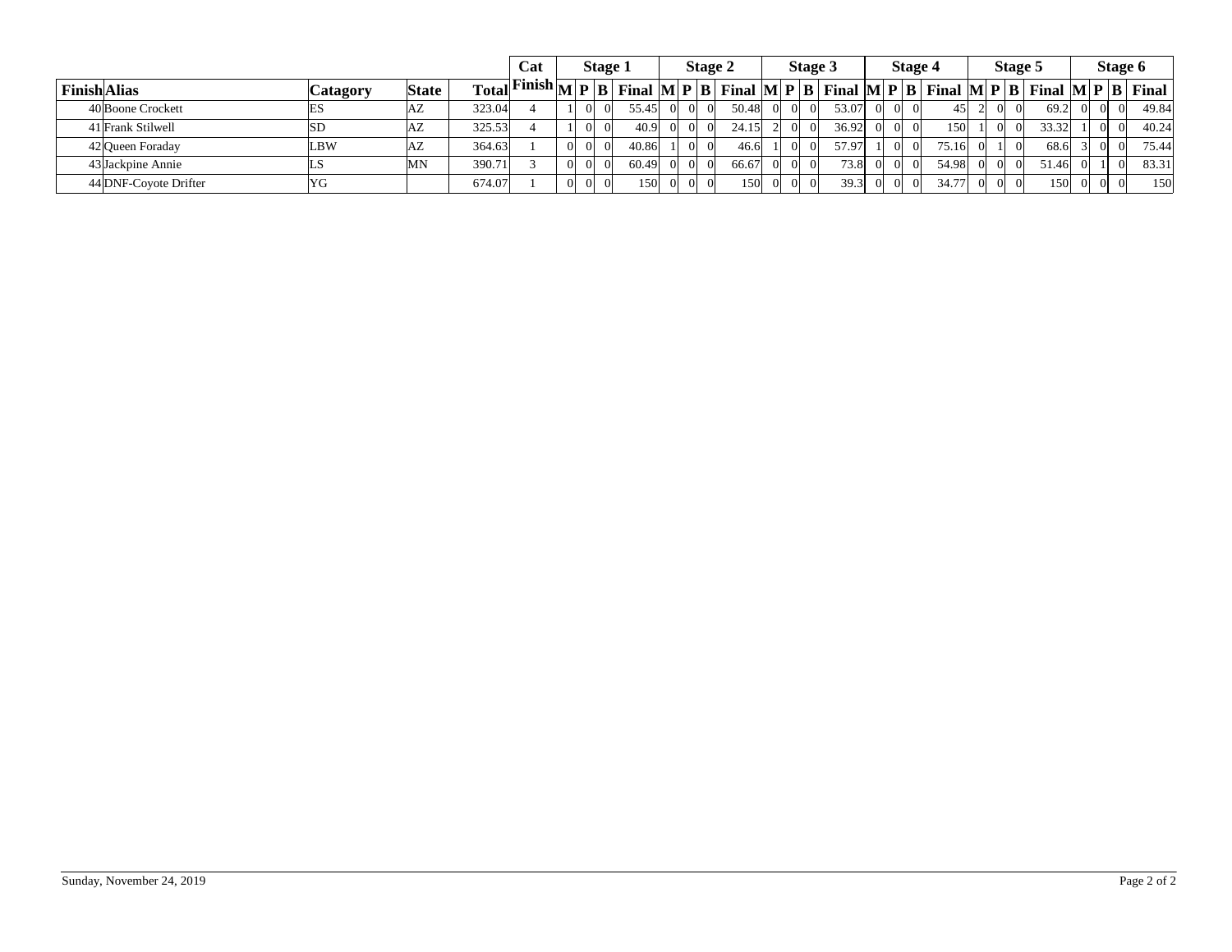| | | | | | Cat | Stage 1 | | | | Stage 2 | | | | Stage 3 | | | | Stage 4 | | | | Stage 5 | | | | Stage 6 | | | |
|---|---|---|---|---|---|---|---|---|---|---|---|---|---|---|---|---|---|---|---|---|---|---|---|---|---|---|---|---|---|
| Finish | Alias | Catagory | State | Total | Finish | M | P | B | Final | M | P | B | Final | M | P | B | Final | M | P | B | Final | M | P | B | Final | M | P | B | Final |
| 40 | Boone Crockett | ES | AZ | 323.04 | 4 | 1 | 0 | 0 | 55.45 | 0 | 0 | 0 | 50.48 | 0 | 0 | 0 | 53.07 | 0 | 0 | 0 | 45 | 2 | 0 | 0 | 69.2 | 0 | 0 | 0 | 49.84 |
| 41 | Frank Stilwell | SD | AZ | 325.53 | 4 | 1 | 0 | 0 | 40.9 | 0 | 0 | 0 | 24.15 | 2 | 0 | 0 | 36.92 | 0 | 0 | 0 | 150 | 1 | 0 | 0 | 33.32 | 1 | 0 | 0 | 40.24 |
| 42 | Queen Foraday | LBW | AZ | 364.63 | 1 | 0 | 0 | 0 | 40.86 | 1 | 0 | 0 | 46.6 | 1 | 0 | 0 | 57.97 | 1 | 0 | 0 | 75.16 | 0 | 1 | 0 | 68.6 | 3 | 0 | 0 | 75.44 |
| 43 | Jackpine Annie | LS | MN | 390.71 | 3 | 0 | 0 | 0 | 60.49 | 0 | 0 | 0 | 66.67 | 0 | 0 | 0 | 73.8 | 0 | 0 | 0 | 54.98 | 0 | 0 | 0 | 51.46 | 0 | 1 | 0 | 83.31 |
| 44 | DNF-Coyote Drifter | YG | | 674.07 | 1 | 0 | 0 | 0 | 150 | 0 | 0 | 0 | 150 | 0 | 0 | 0 | 39.3 | 0 | 0 | 0 | 34.77 | 0 | 0 | 0 | 150 | 0 | 0 | 0 | 150 |

Sunday, November 24, 2019